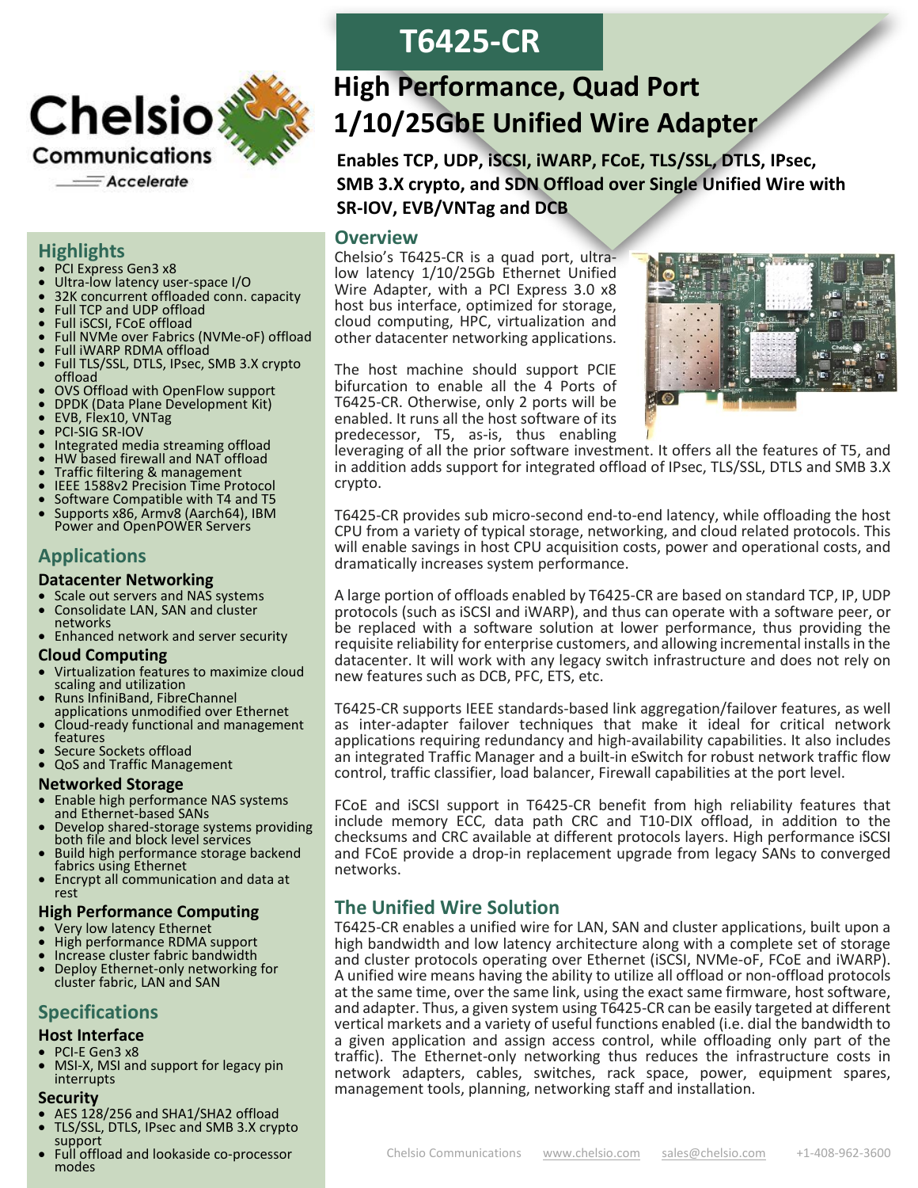# T6425-CR

## High Performance, Quad Port 1/10/25GbE Unified Wire Adapter

**Enables TCP, UDP, iSCSI, iWARP, FCoE, TLS/SSL, DTLS, IPsec, SMB 3.X crypto, and SDN Offload over Single Unified Wire with SR-IOV, EVB/VNTag and DCB**

## Overview

Chelsio's T6425-CR is a quad port, ultra-low latency 1/10/25Gb Ethernet Unified Wire Adapter, with a PCI Express 3.0 x8 host bus interface, optimized for storage, cloud computing, HPC, virtualization and other datacenter networking applications.

The host machine should support PCIE bifurcation to enable all the 4 Ports of T6425-CR. Otherwise, only 2 ports will be enabled. It runs all the host software of its predecessor, T5, as-is, thus enabling leveraging of all the prior software investment. It offers all the features of T5, and in addition adds support for integrated offload of IPsec, TLS/SSL, DTLS and SMB 3.X crypto.

T6425-CR provides sub micro-second end-to-end latency, while offloading the host CPU from a variety of typical storage, networking, and cloud related protocols. This will enable savings in host CPU acquisition costs, power and operational costs, and dramatically increases system performance.

A large portion of offloads enabled by T6425-CR are based on standard TCP, IP, UDP protocols (such as iSCSI and iWARP), and thus can operate with a software peer, or be replaced with a software solution at lower performance, thus providing the requisite reliability for enterprise customers, and allowing incremental installs in the datacenter. It will work with any legacy switch infrastructure and does not rely on new features such as DCB, PFC, ETS, etc.

T6425-CR supports IEEE standards-based link aggregation/failover features, as well as inter-adapter failover techniques that make it ideal for critical network applications requiring redundancy and high-availability capabilities. It also includes an integrated Traffic Manager and a built-in eSwitch for robust network traffic flow control, traffic classifier, load balancer, Firewall capabilities at the port level.

FCoE and iSCSI support in T6425-CR benefit from high reliability features that include memory ECC, data path CRC and T10-DIX offload, in addition to the checksums and CRC available at different protocols layers. High performance iSCSI and FCoE provide a drop-in replacement upgrade from legacy SANs to converged networks.

## The Unified Wire Solution

T6425-CR enables a unified wire for LAN, SAN and cluster applications, built upon a high bandwidth and low latency architecture along with a complete set of storage and cluster protocols operating over Ethernet (iSCSI, NVMe-oF, FCoE and iWARP). A unified wire means having the ability to utilize all offload or non-offload protocols at the same time, over the same link, using the exact same firmware, host software, and adapter. Thus, a given system using T6425-CR can be easily targeted at different vertical markets and a variety of useful functions enabled (i.e. dial the bandwidth to a given application and assign access control, while offloading only part of the traffic). The Ethernet-only networking thus reduces the infrastructure costs in network adapters, cables, switches, rack space, power, equipment spares, management tools, planning, networking staff and installation.

## Highlights

- PCI Express Gen3 x8
- Ultra-low latency user-space I/O
- 32K concurrent offloaded conn. capacity
- Full TCP and UDP offload
- Full iSCSI, FCoE offload
- Full NVMe over Fabrics (NVMe-oF) offload
- Full iWARP RDMA offload
- Full TLS/SSL, DTLS, IPsec, SMB 3.X crypto offload
- OVS Offload with OpenFlow support
- DPDK (Data Plane Development Kit)
- EVB, Flex10, VNTag
- PCI-SIG SR-IOV
- Integrated media streaming offload
- HW based firewall and NAT offload
- Traffic filtering & management
- IEEE 1588v2 Precision Time Protocol
- Software Compatible with T4 and T5
- Supports x86, Armv8 (Aarch64), IBM Power and OpenPOWER Servers

## Applications

### Datacenter Networking

- Scale out servers and NAS systems
- Consolidate LAN, SAN and cluster networks
- Enhanced network and server security

### Cloud Computing

- Virtualization features to maximize cloud scaling and utilization
- Runs InfiniBand, FibreChannel applications unmodified over Ethernet
- Cloud-ready functional and management features
- Secure Sockets offload
- QoS and Traffic Management

### Networked Storage

- Enable high performance NAS systems and Ethernet-based SANs
- Develop shared-storage systems providing both file and block level services
- Build high performance storage backend fabrics using Ethernet
- Encrypt all communication and data at rest

### High Performance Computing

- Very low latency Ethernet
- High performance RDMA support
- Increase cluster fabric bandwidth
- Deploy Ethernet-only networking for cluster fabric, LAN and SAN

## Specifications

### Host Interface

- PCI-E Gen3 x8
- MSI-X, MSI and support for legacy pin interrupts

### Security

- AES 128/256 and SHA1/SHA2 offload
- TLS/SSL, DTLS, IPsec and SMB 3.X crypto support
- Full offload and lookaside co-processor modes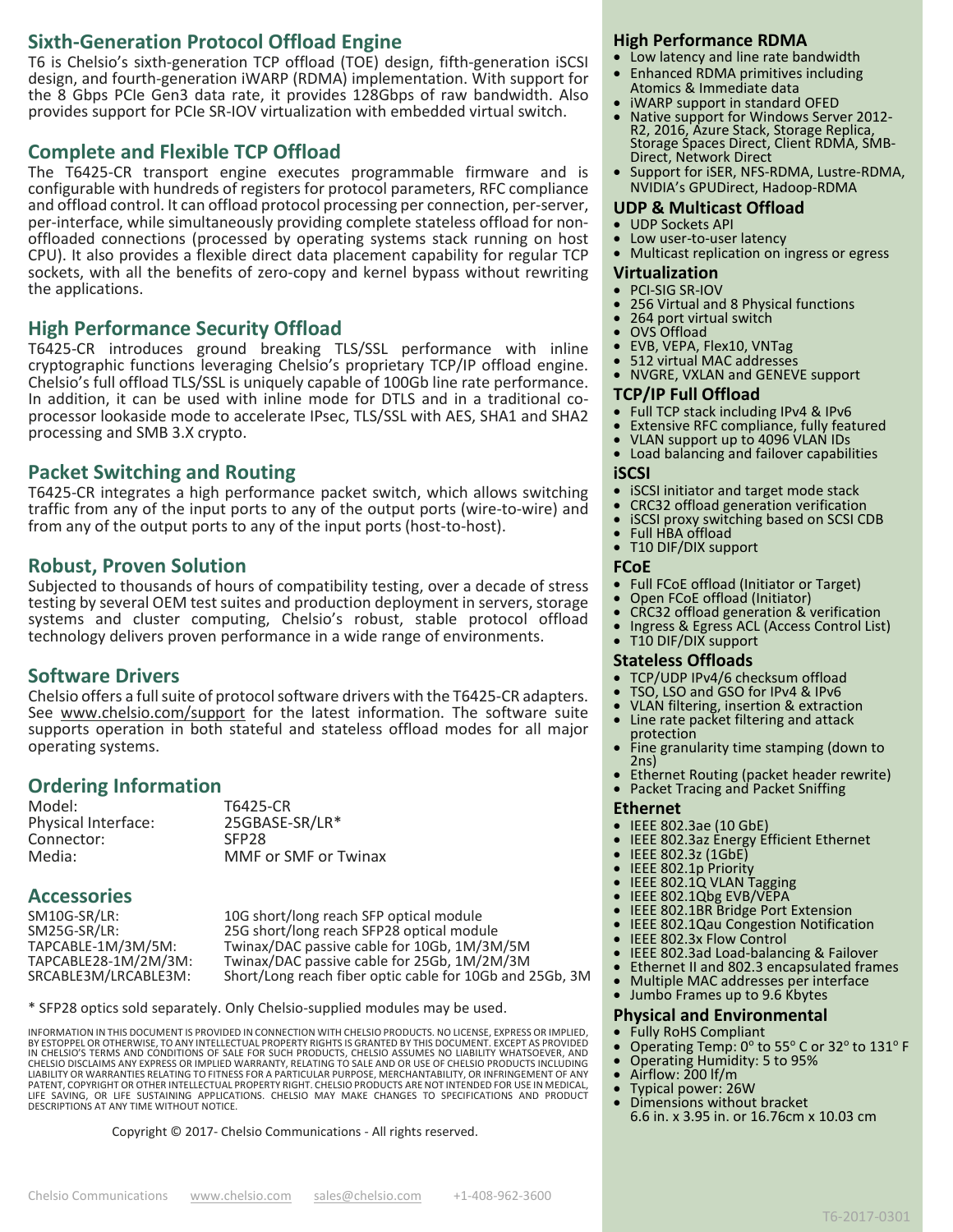## Sixth-Generation Protocol Offload Engine

T6 is Chelsio's sixth-generation TCP offload (TOE) design, fifth-generation iSCSI design, and fourth-generation iWARP (RDMA) implementation. With support for the 8 Gbps PCIe Gen3 data rate, it provides 128Gbps of raw bandwidth. Also provides support for PCIe SR-IOV virtualization with embedded virtual switch.

## Complete and Flexible TCP Offload

The T6425-CR transport engine executes programmable firmware and is configurable with hundreds of registers for protocol parameters, RFC compliance and offload control. It can offload protocol processing per connection, per-server, per-interface, while simultaneously providing complete stateless offload for non-offloaded connections (processed by operating systems stack running on host CPU). It also provides a flexible direct data placement capability for regular TCP sockets, with all the benefits of zero-copy and kernel bypass without rewriting the applications.

## High Performance Security Offload

T6425-CR introduces ground breaking TLS/SSL performance with inline cryptographic functions leveraging Chelsio's proprietary TCP/IP offload engine. Chelsio's full offload TLS/SSL is uniquely capable of 100Gb line rate performance. In addition, it can be used with inline mode for DTLS and in a traditional co-processor lookaside mode to accelerate IPsec, TLS/SSL with AES, SHA1 and SHA2 processing and SMB 3.X crypto.

## Packet Switching and Routing

T6425-CR integrates a high performance packet switch, which allows switching traffic from any of the input ports to any of the output ports (wire-to-wire) and from any of the output ports to any of the input ports (host-to-host).

## Robust, Proven Solution

Subjected to thousands of hours of compatibility testing, over a decade of stress testing by several OEM test suites and production deployment in servers, storage systems and cluster computing, Chelsio's robust, stable protocol offload technology delivers proven performance in a wide range of environments.

## Software Drivers

Chelsio offers a full suite of protocol software drivers with the T6425-CR adapters. See www.chelsio.com/support for the latest information. The software suite supports operation in both stateful and stateless offload modes for all major operating systems.

## Ordering Information

| | |
|---|---|
| Model: | T6425-CR |
| Physical Interface: | 25GBASE-SR/LR* |
| Connector: | SFP28 |
| Media: | MMF or SMF or Twinax |

## Accessories

| | |
|---|---|
| SM10G-SR/LR: | 10G short/long reach SFP optical module |
| SM25G-SR/LR: | 25G short/long reach SFP28 optical module |
| TAPCABLE-1M/3M/5M: | Twinax/DAC passive cable for 10Gb, 1M/3M/5M |
| TAPCABLE28-1M/2M/3M: | Twinax/DAC passive cable for 25Gb, 1M/2M/3M |
| SRCABLE3M/LRCABLE3M: | Short/Long reach fiber optic cable for 10Gb and 25Gb, 3M |

* SFP28 optics sold separately. Only Chelsio-supplied modules may be used.

INFORMATION IN THIS DOCUMENT IS PROVIDED IN CONNECTION WITH CHELSIO PRODUCTS. NO LICENSE, EXPRESS OR IMPLIED, BY ESTOPPEL OR OTHERWISE, TO ANY INTELLECTUAL PROPERTY RIGHTS IS GRANTED BY THIS DOCUMENT. EXCEPT AS PROVIDED IN CHELSIO'S TERMS AND CONDITIONS OF SALE FOR SUCH PRODUCTS, CHELSIO ASSUMES NO LIABILITY WHATSOEVER, AND CHELSIO DISCLAIMS ANY EXPRESS OR IMPLIED WARRANTY, RELATING TO SALE AND OR USE OF CHELSIO PRODUCTS INCLUDING LIABILITY OR WARRANTIES RELATING TO FITNESS FOR A PARTICULAR PURPOSE, MERCHANTABILITY, OR INFRINGEMENT OF ANY PATENT, COPYRIGHT OR OTHER INTELLECTUAL PROPERTY RIGHT. CHELSIO PRODUCTS ARE NOT INTENDED FOR USE IN MEDICAL, LIFE SAVING, OR LIFE SUSTAINING APPLICATIONS. CHELSIO MAY MAKE CHANGES TO SPECIFICATIONS AND PRODUCT DESCRIPTIONS AT ANY TIME WITHOUT NOTICE.

Copyright © 2017- Chelsio Communications - All rights reserved.

### High Performance RDMA

- Low latency and line rate bandwidth
- Enhanced RDMA primitives including Atomics & Immediate data
- iWARP support in standard OFED
- Native support for Windows Server 2012-R2, 2016, Azure Stack, Storage Replica, Storage Spaces Direct, Client RDMA, SMB-Direct, Network Direct
- Support for iSER, NFS-RDMA, Lustre-RDMA, NVIDIA's GPUDirect, Hadoop-RDMA

### UDP & Multicast Offload

- UDP Sockets API
- Low user-to-user latency
- Multicast replication on ingress or egress

### Virtualization

- PCI-SIG SR-IOV
- 256 Virtual and 8 Physical functions
- 264 port virtual switch
- OVS Offload
- EVB, VEPA, Flex10, VNTag
- 512 virtual MAC addresses
- NVGRE, VXLAN and GENEVE support

### TCP/IP Full Offload

- Full TCP stack including IPv4 & IPv6
- Extensive RFC compliance, fully featured
- VLAN support up to 4096 VLAN IDs
- Load balancing and failover capabilities

### iSCSI

- iSCSI initiator and target mode stack
- CRC32 offload generation verification
- iSCSI proxy switching based on SCSI CDB
- Full HBA offload
- T10 DIF/DIX support

### FCoE

- Full FCoE offload (Initiator or Target)
- Open FCoE offload (Initiator)
- CRC32 offload generation & verification
- Ingress & Egress ACL (Access Control List)
- T10 DIF/DIX support

### Stateless Offloads

- TCP/UDP IPv4/6 checksum offload
- TSO, LSO and GSO for IPv4 & IPv6
- VLAN filtering, insertion & extraction
- Line rate packet filtering and attack protection
- Fine granularity time stamping (down to 2ns)
- Ethernet Routing (packet header rewrite)
- Packet Tracing and Packet Sniffing

### Ethernet

- IEEE 802.3ae (10 GbE)
- IEEE 802.3az Energy Efficient Ethernet
- IEEE 802.3z (1GbE)
- IEEE 802.1p Priority
- IEEE 802.1Q VLAN Tagging
- IEEE 802.1Qbg EVB/VEPA
- IEEE 802.1BR Bridge Port Extension
- IEEE 802.1Qau Congestion Notification
- IEEE 802.3x Flow Control
- IEEE 802.3ad Load-balancing & Failover
- Ethernet II and 802.3 encapsulated frames
- Multiple MAC addresses per interface
- Jumbo Frames up to 9.6 Kbytes

### Physical and Environmental

- Fully RoHS Compliant
- Operating Temp: 0° to 55° C or 32° to 131° F
- Operating Humidity: 5 to 95%
- Airflow: 200 lf/m
- Typical power: 26W
- Dimensions without bracket
  6.6 in. x 3.95 in. or 16.76cm x 10.03 cm

Chelsio Communications www.chelsio.com sales@chelsio.com +1-408-962-3600

T6-2017-0301